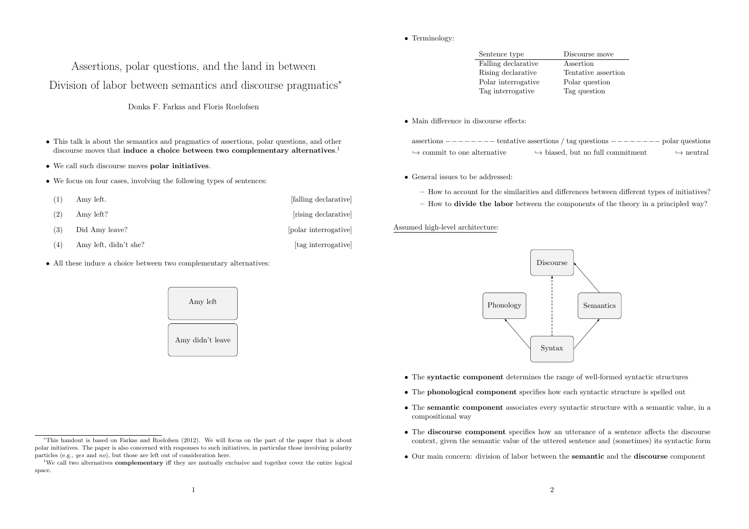# Assertions, polar questions, and the land in between

## Division of labor between semantics and discourse pragmatics*

Donka F. Farkas and Floris Roelofsen

- This talk is about the semantics and pragmatics of assertions, polar questions, and other discourse moves that **induce a choice between two complementary alternatives**.[1]
- We call such discourse moves **polar initiatives**.
- We focus on four cases, involving the following types of sentences:

(1) Amy left. [falling declarative]

(2) Amy left? [rising declarative]

(3) Did Amy leave? [polar interrogative]

(4) Amy left, didn't she? [tag interrogative]

- All these induce a choice between two complementary alternatives:

| Amy left |
|---|
| Amy didn't leave |

- Terminology:

| Sentence type | Discourse move |
|---|---|
| Falling declarative | Assertion |
| Rising declarative | Tentative assertion |
| Polar interrogative | Polar question |
| Tag interrogative | Tag question |

- Main difference in discourse effects:

assertions −−−−−−−− tentative assertions / tag questions −−−−−−−− polar questions

↪ commit to one alternative ↪ biased, but no full commitment ↪ neutral

- General issues to be addressed:
  - How to account for the similarities and differences between different types of initiatives?
  - How to **divide the labor** between the components of the theory in a principled way?

Assumed high-level architecture:

Discourse

Phonology Semantics

Syntax

- The **syntactic component** determines the range of well-formed syntactic structures
- The **phonological component** specifies how each syntactic structure is spelled out
- The **semantic component** associates every syntactic structure with a semantic value, in a compositional way
- The **discourse component** specifies how an utterance of a sentence affects the discourse context, given the semantic value of the uttered sentence and (sometimes) its syntactic form
- Our main concern: division of labor between the **semantic** and the **discourse** component

---

*This handout is based on Farkas and Roelofsen (2012). We will focus on the part of the paper that is about polar initiatives. The paper is also concerned with responses to such initiatives, in particular those involving polarity particles (e.g., *yes* and *no*), but those are left out of consideration here.

[1] We call two alternatives **complementary** iff they are mutually exclusive and together cover the entire logical space.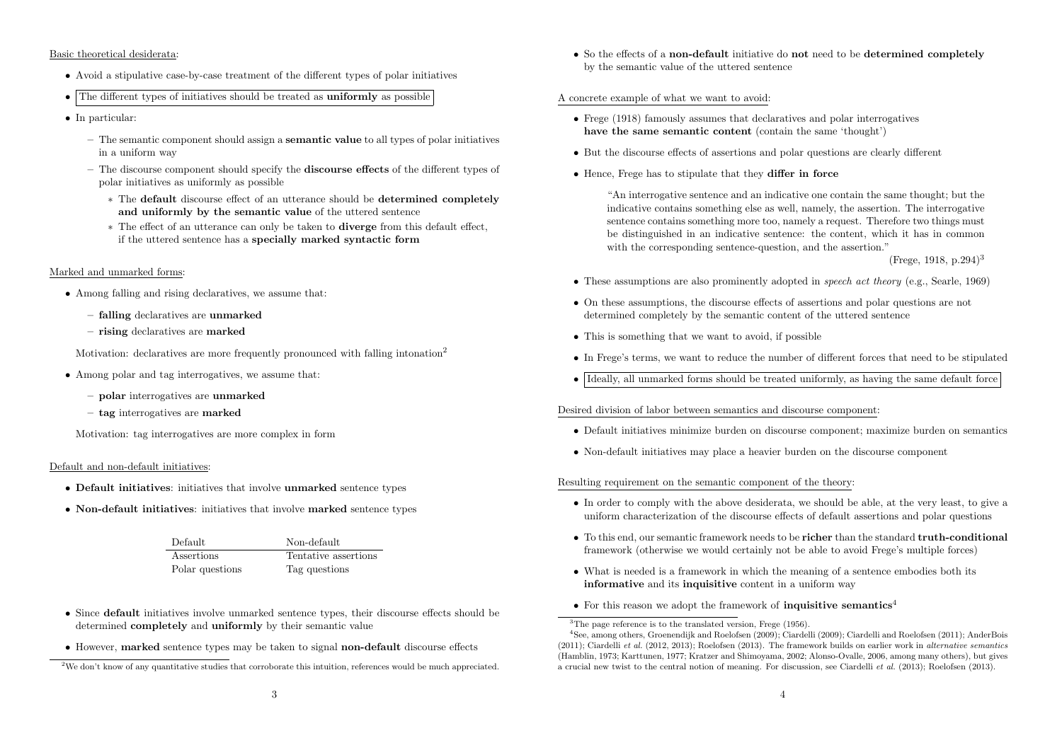Basic theoretical desiderata:

- Avoid a stipulative case-by-case treatment of the different types of polar initiatives
- The different types of initiatives should be treated as **uniformly** as possible
- In particular:
  - The semantic component should assign a **semantic value** to all types of polar initiatives in a uniform way
  - The discourse component should specify the **discourse effects** of the different types of polar initiatives as uniformly as possible
    - The **default** discourse effect of an utterance should be **determined completely and uniformly by the semantic value** of the uttered sentence
    - The effect of an utterance can only be taken to **diverge** from this default effect, if the uttered sentence has a **specially marked syntactic form**

Marked and unmarked forms:

- Among falling and rising declaratives, we assume that:
  - **falling** declaratives are **unmarked**
  - **rising** declaratives are **marked**

  Motivation: declaratives are more frequently pronounced with falling intonation[2]

- Among polar and tag interrogatives, we assume that:
  - **polar** interrogatives are **unmarked**
  - **tag** interrogatives are **marked**

  Motivation: tag interrogatives are more complex in form

Default and non-default initiatives:

- **Default initiatives**: initiatives that involve **unmarked** sentence types
- **Non-default initiatives**: initiatives that involve **marked** sentence types

| Default | Non-default |
|---|---|
| Assertions | Tentative assertions |
| Polar questions | Tag questions |

- Since **default** initiatives involve unmarked sentence types, their discourse effects should be determined **completely** and **uniformly** by their semantic value
- However, **marked** sentence types may be taken to signal **non-default** discourse effects
- So the effects of a **non-default** initiative do **not** need to be **determined completely** by the semantic value of the uttered sentence

A concrete example of what we want to avoid:

- Frege (1918) famously assumes that declaratives and polar interrogatives **have the same semantic content** (contain the same 'thought')
- But the discourse effects of assertions and polar questions are clearly different
- Hence, Frege has to stipulate that they **differ in force**

> "An interrogative sentence and an indicative one contain the same thought; but the indicative contains something else as well, namely, the assertion. The interrogative sentence contains something more too, namely a request. Therefore two things must be distinguished in an indicative sentence: the content, which it has in common with the corresponding sentence-question, and the assertion."
>
> (Frege, 1918, p.294)[3]

- These assumptions are also prominently adopted in *speech act theory* (e.g., Searle, 1969)
- On these assumptions, the discourse effects of assertions and polar questions are not determined completely by the semantic content of the uttered sentence
- This is something that we want to avoid, if possible
- In Frege's terms, we want to reduce the number of different forces that need to be stipulated
- Ideally, all unmarked forms should be treated uniformly, as having the same default force

Desired division of labor between semantics and discourse component:

- Default initiatives minimize burden on discourse component; maximize burden on semantics
- Non-default initiatives may place a heavier burden on the discourse component

Resulting requirement on the semantic component of the theory:

- In order to comply with the above desiderata, we should be able, at the very least, to give a uniform characterization of the discourse effects of default assertions and polar questions
- To this end, our semantic framework needs to be **richer** than the standard **truth-conditional** framework (otherwise we would certainly not be able to avoid Frege's multiple forces)
- What is needed is a framework in which the meaning of a sentence embodies both its **informative** and its **inquisitive** content in a uniform way
- For this reason we adopt the framework of **inquisitive semantics**[4]

[2]We don't know of any quantitative studies that corroborate this intuition, references would be much appreciated.

[3]The page reference is to the translated version, Frege (1956).

[4]See, among others, Groenendijk and Roelofsen (2009); Ciardelli (2009); Ciardelli and Roelofsen (2011); AnderBois (2011); Ciardelli *et al.* (2012, 2013); Roelofsen (2013). The framework builds on earlier work in *alternative semantics* (Hamblin, 1973; Karttunen, 1977; Kratzer and Shimoyama, 2002; Alonso-Ovalle, 2006, among many others), but gives a crucial new twist to the central notion of meaning. For discussion, see Ciardelli *et al.* (2013); Roelofsen (2013).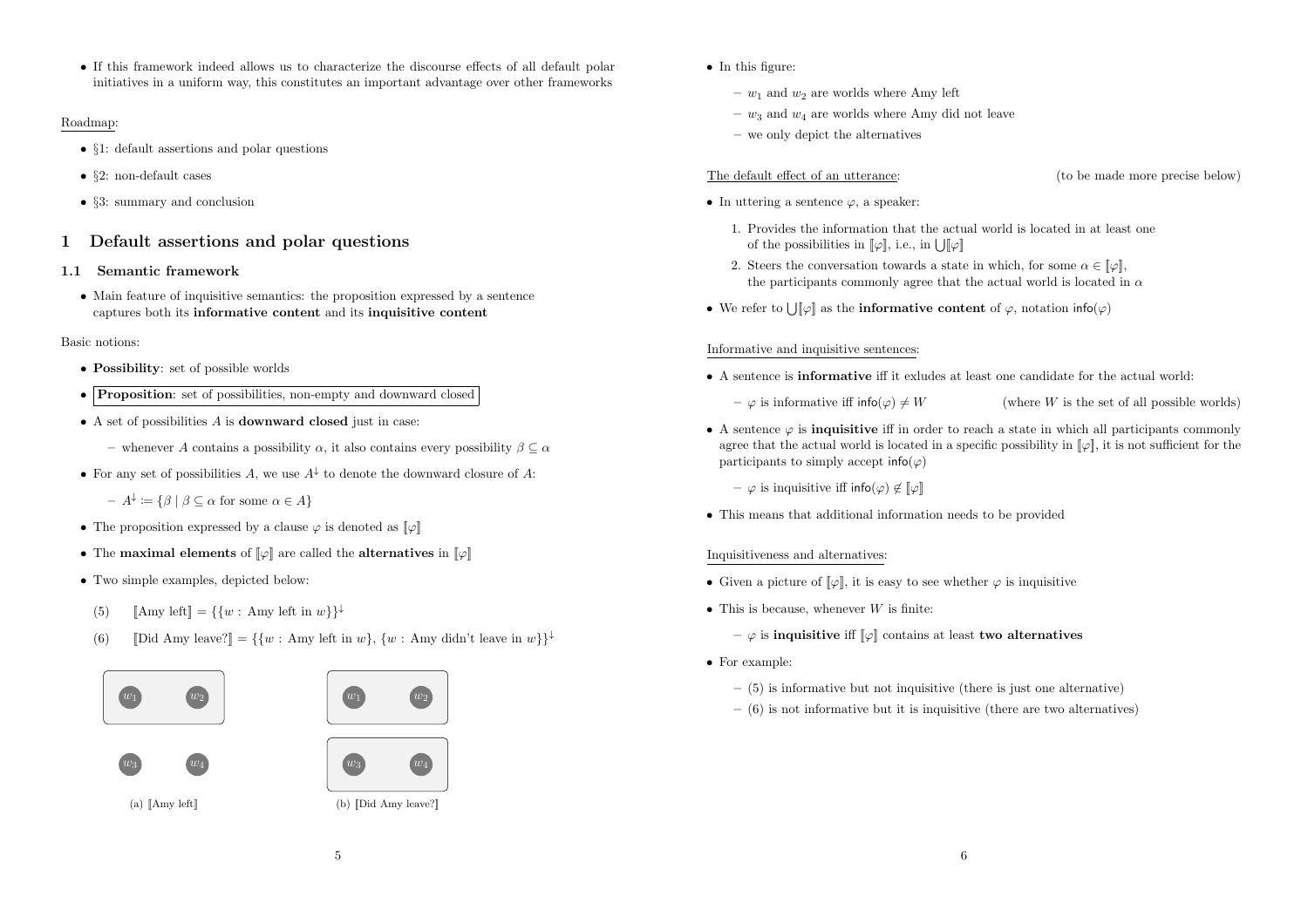- If this framework indeed allows us to characterize the discourse effects of all default polar initiatives in a uniform way, this constitutes an important advantage over other frameworks

Roadmap:

- §1: default assertions and polar questions
- §2: non-default cases
- §3: summary and conclusion

# 1 Default assertions and polar questions

## 1.1 Semantic framework

- Main feature of inquisitive semantics: the proposition expressed by a sentence captures both its **informative content** and its **inquisitive content**

Basic notions:

- **Possibility**: set of possible worlds
- **Proposition**: set of possibilities, non-empty and downward closed
- A set of possibilities $A$ is **downward closed** just in case:
  - whenever $A$ contains a possibility $\alpha$, it also contains every possibility $\beta \subseteq \alpha$
- For any set of possibilities $A$, we use $A^{\downarrow}$ to denote the downward closure of $A$:
  - $A^{\downarrow} := \{\beta \mid \beta \subseteq \alpha \text{ for some } \alpha \in A\}$
- The proposition expressed by a clause $\varphi$ is denoted as $[\![\varphi]\!]$
- The **maximal elements** of $[\![\varphi]\!]$ are called the **alternatives** in $[\![\varphi]\!]$
- Two simple examples, depicted below:

(5) $[\![\text{Amy left}]\!] = \{\{w : \text{Amy left in } w\}\}^{\downarrow}$

(6) $[\![\text{Did Amy leave?}]\!] = \{\{w : \text{Amy left in } w\}, \{w : \text{Amy didn't leave in } w\}\}^{\downarrow}$

(a) $[\![\text{Amy left}]\!]$ (b) $[\![\text{Did Amy leave?}]\!]$

- In this figure:
  - $w_1$ and $w_2$ are worlds where Amy left
  - $w_3$ and $w_4$ are worlds where Amy did not leave
  - we only depict the alternatives

The default effect of an utterance: (to be made more precise below)

- In uttering a sentence $\varphi$, a speaker:
  1. Provides the information that the actual world is located in at least one of the possibilities in $[\![\varphi]\!]$, i.e., in $\bigcup[\![\varphi]\!]$
  2. Steers the conversation towards a state in which, for some $\alpha \in [\![\varphi]\!]$, the participants commonly agree that the actual world is located in $\alpha$
- We refer to $\bigcup[\![\varphi]\!]$ as the **informative content** of $\varphi$, notation $\mathsf{info}(\varphi)$

Informative and inquisitive sentences:

- A sentence is **informative** iff it exludes at least one candidate for the actual world:
  - $\varphi$ is informative iff $\mathsf{info}(\varphi) \neq W$ (where $W$ is the set of all possible worlds)
- A sentence $\varphi$ is **inquisitive** iff in order to reach a state in which all participants commonly agree that the actual world is located in a specific possibility in $[\![\varphi]\!]$, it is not sufficient for the participants to simply accept $\mathsf{info}(\varphi)$
  - $\varphi$ is inquisitive iff $\mathsf{info}(\varphi) \notin [\![\varphi]\!]$
- This means that additional information needs to be provided

Inquisitiveness and alternatives:

- Given a picture of $[\![\varphi]\!]$, it is easy to see whether $\varphi$ is inquisitive
- This is because, whenever $W$ is finite:
  - $\varphi$ is **inquisitive** iff $[\![\varphi]\!]$ contains at least **two alternatives**
- For example:
  - (5) is informative but not inquisitive (there is just one alternative)
  - (6) is not informative but it is inquisitive (there are two alternatives)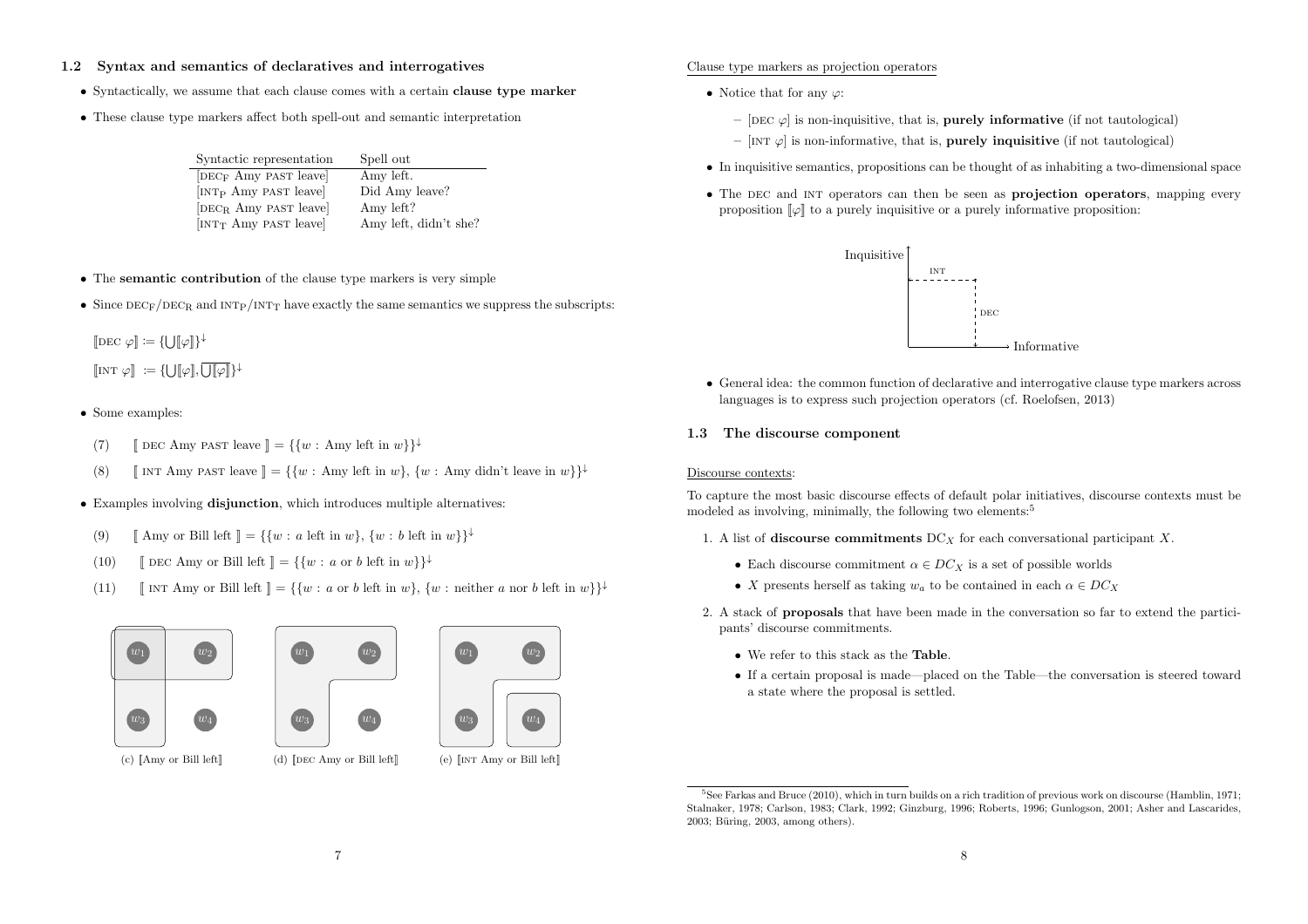### 1.2 Syntax and semantics of declaratives and interrogatives

- Syntactically, we assume that each clause comes with a certain **clause type marker**
- These clause type markers affect both spell-out and semantic interpretation

| Syntactic representation | Spell out |
|---|---|
| [DEC$_F$ Amy PAST leave] | Amy left. |
| [INT$_P$ Amy PAST leave] | Did Amy leave? |
| [DEC$_R$ Amy PAST leave] | Amy left? |
| [INT$_T$ Amy PAST leave] | Amy left, didn't she? |

- The **semantic contribution** of the clause type markers is very simple
- Since DEC$_F$/DEC$_R$ and INT$_P$/INT$_T$ have exactly the same semantics we suppress the subscripts:

$[\![\text{DEC } \varphi]\!] := \{\bigcup[\![\varphi]\!]\}^{\downarrow}$

$[\![\text{INT } \varphi]\!] := \{\bigcup[\![\varphi]\!], \overline{\bigcup[\![\varphi]\!]}\}^{\downarrow}$

- Some examples:

(7) $[\![$ DEC Amy PAST leave $]\!] = \{\{w : \text{Amy left in } w\}\}^{\downarrow}$

(8) $[\![$ INT Amy PAST leave $]\!] = \{\{w : \text{Amy left in } w\}, \{w : \text{Amy didn't leave in } w\}\}^{\downarrow}$

- Examples involving **disjunction**, which introduces multiple alternatives:

(9) $[\![$ Amy or Bill left $]\!] = \{\{w : a \text{ left in } w\}, \{w : b \text{ left in } w\}\}^{\downarrow}$

(10) $[\![$ DEC Amy or Bill left $]\!] = \{\{w : a \text{ or } b \text{ left in } w\}\}^{\downarrow}$

(11) $[\![$ INT Amy or Bill left $]\!] = \{\{w : a \text{ or } b \text{ left in } w\}, \{w : \text{neither } a \text{ nor } b \text{ left in } w\}\}^{\downarrow}$

(c) $[\![$Amy or Bill left$]\!]$ (d) $[\![$DEC Amy or Bill left$]\!]$ (e) $[\![$INT Amy or Bill left$]\!]$

Clause type markers as projection operators

- Notice that for any $\varphi$:
  - [DEC $\varphi$] is non-inquisitive, that is, **purely informative** (if not tautological)
  - [INT $\varphi$] is non-informative, that is, **purely inquisitive** (if not tautological)
- In inquisitive semantics, propositions can be thought of as inhabiting a two-dimensional space
- The DEC and INT operators can then be seen as **projection operators**, mapping every proposition $[\![\varphi]\!]$ to a purely inquisitive or a purely informative proposition:

- General idea: the common function of declarative and interrogative clause type markers across languages is to express such projection operators (cf. Roelofsen, 2013)

### 1.3 The discourse component

Discourse contexts:

To capture the most basic discourse effects of default polar initiatives, discourse contexts must be modeled as involving, minimally, the following two elements:[5]

1. A list of **discourse commitments** $DC_X$ for each conversational participant $X$.
   - Each discourse commitment $\alpha \in DC_X$ is a set of possible worlds
   - $X$ presents herself as taking $w_a$ to be contained in each $\alpha \in DC_X$
2. A stack of **proposals** that have been made in the conversation so far to extend the participants' discourse commitments.
   - We refer to this stack as the **Table**.
   - If a certain proposal is made—placed on the Table—the conversation is steered toward a state where the proposal is settled.

[5] See Farkas and Bruce (2010), which in turn builds on a rich tradition of previous work on discourse (Hamblin, 1971; Stalnaker, 1978; Carlson, 1983; Clark, 1992; Ginzburg, 1996; Roberts, 1996; Gunlogson, 2001; Asher and Lascarides, 2003; Büring, 2003, among others).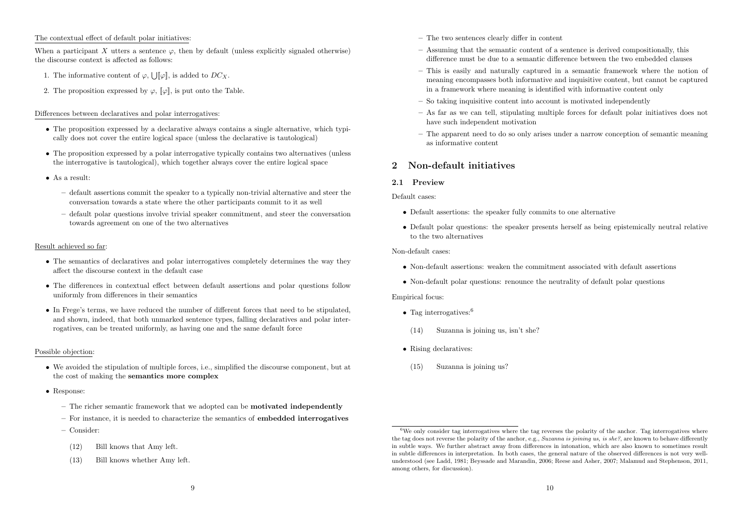The contextual effect of default polar initiatives:

When a participant $X$ utters a sentence $\varphi$, then by default (unless explicitly signaled otherwise) the discourse context is affected as follows:

1. The informative content of $\varphi$, $\bigcup[\![\varphi]\!]$, is added to $DC_X$.
2. The proposition expressed by $\varphi$, $[\![\varphi]\!]$, is put onto the Table.

Differences between declaratives and polar interrogatives:

- The proposition expressed by a declarative always contains a single alternative, which typically does not cover the entire logical space (unless the declarative is tautological)
- The proposition expressed by a polar interrogative typically contains two alternatives (unless the interrogative is tautological), which together always cover the entire logical space
- As a result:
  - default assertions commit the speaker to a typically non-trivial alternative and steer the conversation towards a state where the other participants commit to it as well
  - default polar questions involve trivial speaker commitment, and steer the conversation towards agreement on one of the two alternatives

Result achieved so far:

- The semantics of declaratives and polar interrogatives completely determines the way they affect the discourse context in the default case
- The differences in contextual effect between default assertions and polar questions follow uniformly from differences in their semantics
- In Frege's terms, we have reduced the number of different forces that need to be stipulated, and shown, indeed, that both unmarked sentence types, falling declaratives and polar interrogatives, can be treated uniformly, as having one and the same default force

Possible objection:

- We avoided the stipulation of multiple forces, i.e., simplified the discourse component, but at the cost of making the **semantics more complex**
- Response:
  - The richer semantic framework that we adopted can be **motivated independently**
  - For instance, it is needed to characterize the semantics of **embedded interrogatives**
  - Consider:

    (12) Bill knows that Amy left.

    (13) Bill knows whether Amy left.

  - The two sentences clearly differ in content
  - Assuming that the semantic content of a sentence is derived compositionally, this difference must be due to a semantic difference between the two embedded clauses
  - This is easily and naturally captured in a semantic framework where the notion of meaning encompasses both informative and inquisitive content, but cannot be captured in a framework where meaning is identified with informative content only
  - So taking inquisitive content into account is motivated independently
  - As far as we can tell, stipulating multiple forces for default polar initiatives does not have such independent motivation
  - The apparent need to do so only arises under a narrow conception of semantic meaning as informative content

## 2 Non-default initiatives

### 2.1 Preview

Default cases:

- Default assertions: the speaker fully commits to one alternative
- Default polar questions: the speaker presents herself as being epistemically neutral relative to the two alternatives

Non-default cases:

- Non-default assertions: weaken the commitment associated with default assertions
- Non-default polar questions: renounce the neutrality of default polar questions

Empirical focus:

- Tag interrogatives:[6]

  (14) Suzanna is joining us, isn't she?

- Rising declaratives:

  (15) Suzanna is joining us?

[6] We only consider tag interrogatives where the tag reverses the polarity of the anchor. Tag interrogatives where the tag does not reverse the polarity of the anchor, e.g., *Suzanna is joining us, is she?*, are known to behave differently in subtle ways. We further abstract away from differences in intonation, which are also known to sometimes result in subtle differences in interpretation. In both cases, the general nature of the observed differences is not very well-understood (see Ladd, 1981; Beyssade and Marandin, 2006; Reese and Asher, 2007; Malamud and Stephenson, 2011, among others, for discussion).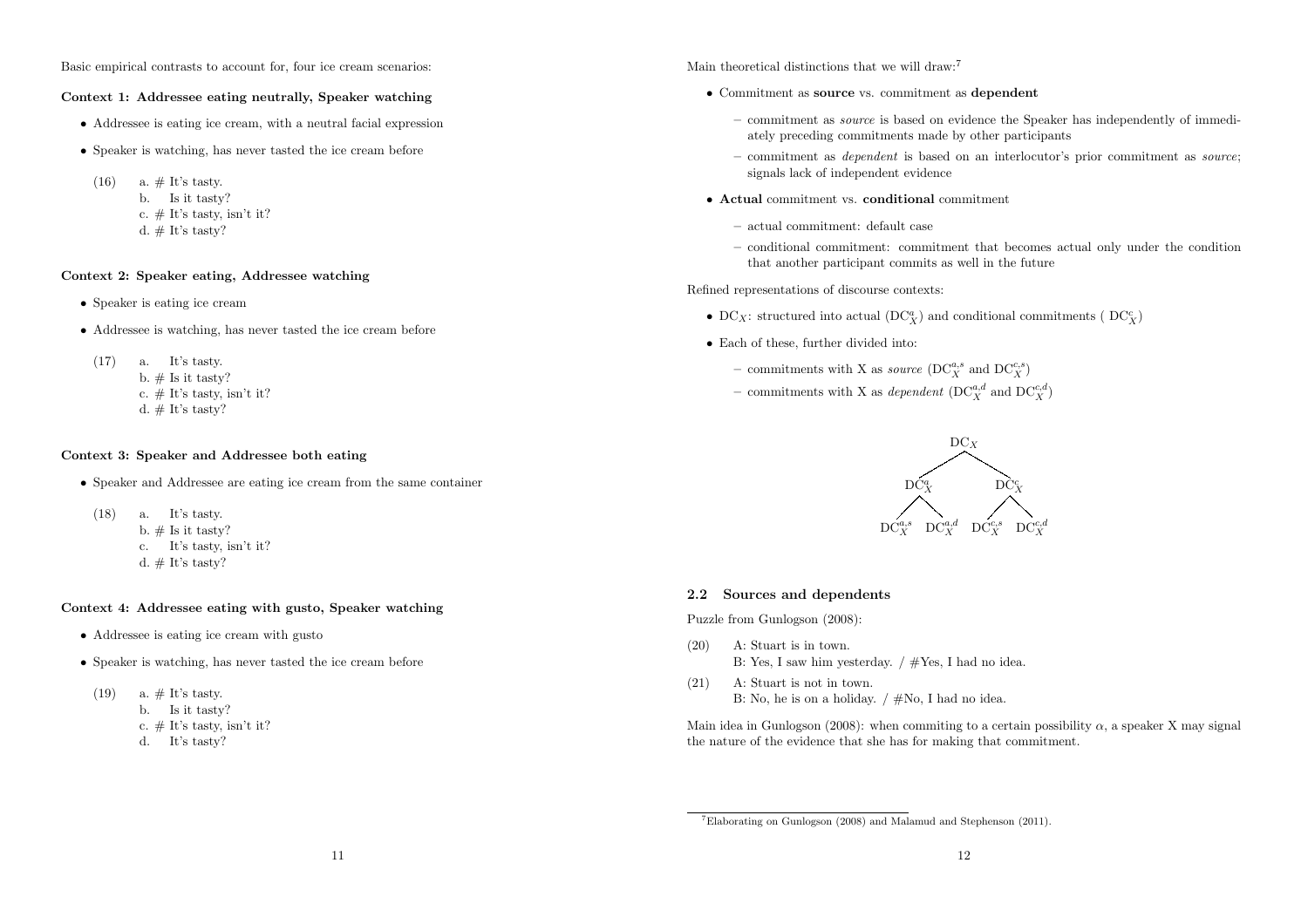Basic empirical contrasts to account for, four ice cream scenarios:

**Context 1: Addressee eating neutrally, Speaker watching**

- Addressee is eating ice cream, with a neutral facial expression
- Speaker is watching, has never tasted the ice cream before

(16) a. # It's tasty.
     b. Is it tasty?
     c. # It's tasty, isn't it?
     d. # It's tasty?

**Context 2: Speaker eating, Addressee watching**

- Speaker is eating ice cream
- Addressee is watching, has never tasted the ice cream before

(17) a. It's tasty.
     b. # Is it tasty?
     c. # It's tasty, isn't it?
     d. # It's tasty?

**Context 3: Speaker and Addressee both eating**

- Speaker and Addressee are eating ice cream from the same container

(18) a. It's tasty.
     b. # Is it tasty?
     c. It's tasty, isn't it?
     d. # It's tasty?

**Context 4: Addressee eating with gusto, Speaker watching**

- Addressee is eating ice cream with gusto
- Speaker is watching, has never tasted the ice cream before

(19) a. # It's tasty.
     b. Is it tasty?
     c. # It's tasty, isn't it?
     d. It's tasty?

Main theoretical distinctions that we will draw:[7]

- Commitment as **source** vs. commitment as **dependent**
  - commitment as *source* is based on evidence the Speaker has independently of immediately preceding commitments made by other participants
  - commitment as *dependent* is based on an interlocutor's prior commitment as *source*; signals lack of independent evidence
- **Actual** commitment vs. **conditional** commitment
  - actual commitment: default case
  - conditional commitment: commitment that becomes actual only under the condition that another participant commits as well in the future

Refined representations of discourse contexts:

- $DC_X$: structured into actual ($DC_X^a$) and conditional commitments ($DC_X^c$)
- Each of these, further divided into:
  - commitments with X as *source* ($DC_X^{a,s}$ and $DC_X^{c,s}$)
  - commitments with X as *dependent* ($DC_X^{a,d}$ and $DC_X^{c,d}$)

```
              DC_X
            /      \
       DC_X^a      DC_X^c
       /    \      /    \
DC_X^{a,s} DC_X^{a,d} DC_X^{c,s} DC_X^{c,d}
```

### 2.2 Sources and dependents

Puzzle from Gunlogson (2008):

(20) A: Stuart is in town.
     B: Yes, I saw him yesterday. / #Yes, I had no idea.

(21) A: Stuart is not in town.
     B: No, he is on a holiday. / #No, I had no idea.

Main idea in Gunlogson (2008): when commiting to a certain possibility $\alpha$, a speaker X may signal the nature of the evidence that she has for making that commitment.

[7] Elaborating on Gunlogson (2008) and Malamud and Stephenson (2011).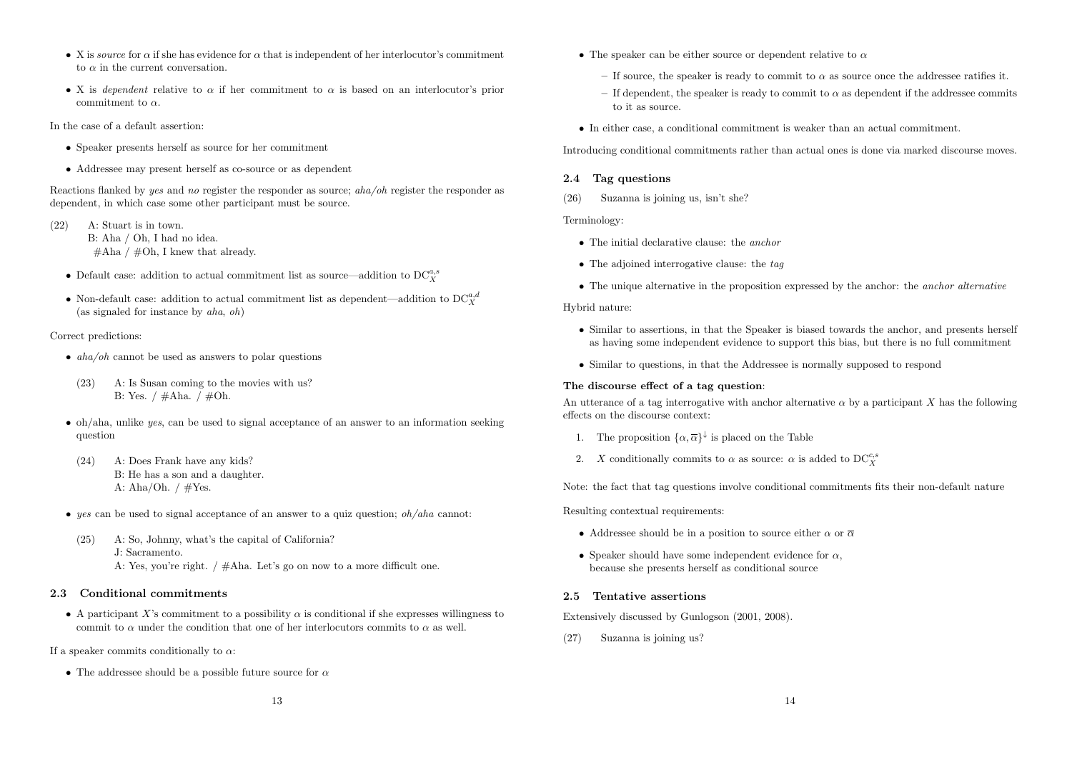- X is *source* for $\alpha$ if she has evidence for $\alpha$ that is independent of her interlocutor's commitment to $\alpha$ in the current conversation.
- X is *dependent* relative to $\alpha$ if her commitment to $\alpha$ is based on an interlocutor's prior commitment to $\alpha$.

In the case of a default assertion:

- Speaker presents herself as source for her commitment
- Addressee may present herself as co-source or as dependent

Reactions flanked by *yes* and *no* register the responder as source; *aha/oh* register the responder as dependent, in which case some other participant must be source.

(22) A: Stuart is in town.
 B: Aha / Oh, I had no idea.
 #Aha / #Oh, I knew that already.

- Default case: addition to actual commitment list as source—addition to $\mathrm{DC}_X^{a,s}$
- Non-default case: addition to actual commitment list as dependent—addition to $\mathrm{DC}_X^{a,d}$ (as signaled for instance by *aha*, *oh*)

Correct predictions:

- *aha/oh* cannot be used as answers to polar questions

  (23) A: Is Susan coming to the movies with us?
   B: Yes. / #Aha. / #Oh.

- oh/aha, unlike *yes*, can be used to signal acceptance of an answer to an information seeking question

  (24) A: Does Frank have any kids?
   B: He has a son and a daughter.
   A: Aha/Oh. / #Yes.

- *yes* can be used to signal acceptance of an answer to a quiz question; *oh/aha* cannot:

  (25) A: So, Johnny, what's the capital of California?
   J: Sacramento.
   A: Yes, you're right. / #Aha. Let's go on now to a more difficult one.

### 2.3 Conditional commitments

- A participant X's commitment to a possibility $\alpha$ is conditional if she expresses willingness to commit to $\alpha$ under the condition that one of her interlocutors commits to $\alpha$ as well.

If a speaker commits conditionally to $\alpha$:

- The addressee should be a possible future source for $\alpha$
- The speaker can be either source or dependent relative to $\alpha$
  - If source, the speaker is ready to commit to $\alpha$ as source once the addressee ratifies it.
  - If dependent, the speaker is ready to commit to $\alpha$ as dependent if the addressee commits to it as source.
- In either case, a conditional commitment is weaker than an actual commitment.

Introducing conditional commitments rather than actual ones is done via marked discourse moves.

### 2.4 Tag questions

(26) Suzanna is joining us, isn't she?

Terminology:

- The initial declarative clause: the *anchor*
- The adjoined interrogative clause: the *tag*
- The unique alternative in the proposition expressed by the anchor: the *anchor alternative*

Hybrid nature:

- Similar to assertions, in that the Speaker is biased towards the anchor, and presents herself as having some independent evidence to support this bias, but there is no full commitment
- Similar to questions, in that the Addressee is normally supposed to respond

**The discourse effect of a tag question**:

An utterance of a tag interrogative with anchor alternative $\alpha$ by a participant $X$ has the following effects on the discourse context:

1. The proposition $\{\alpha, \overline{\alpha}\}^{\downarrow}$ is placed on the Table
2. $X$ conditionally commits to $\alpha$ as source: $\alpha$ is added to $\mathrm{DC}_X^{c,s}$

Note: the fact that tag questions involve conditional commitments fits their non-default nature

Resulting contextual requirements:

- Addressee should be in a position to source either $\alpha$ or $\overline{\alpha}$
- Speaker should have some independent evidence for $\alpha$,
  because she presents herself as conditional source

### 2.5 Tentative assertions

Extensively discussed by Gunlogson (2001, 2008).

(27) Suzanna is joining us?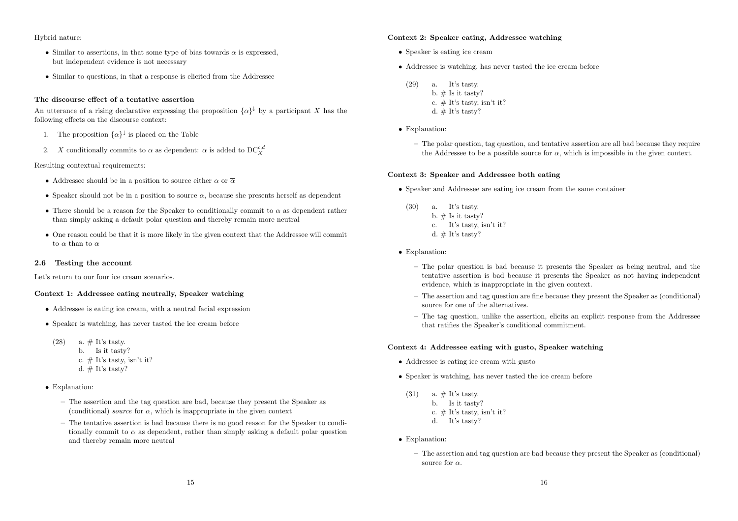Hybrid nature:

- Similar to assertions, in that some type of bias towards $\alpha$ is expressed, but independent evidence is not necessary
- Similar to questions, in that a response is elicited from the Addressee

**The discourse effect of a tentative assertion**

An utterance of a rising declarative expressing the proposition $\{\alpha\}^{\downarrow}$ by a participant $X$ has the following effects on the discourse context:

1. The proposition $\{\alpha\}^{\downarrow}$ is placed on the Table
2. $X$ conditionally commits to $\alpha$ as dependent: $\alpha$ is added to $\mathrm{DC}_X^{c,d}$

Resulting contextual requirements:

- Addressee should be in a position to source either $\alpha$ or $\overline{\alpha}$
- Speaker should not be in a position to source $\alpha$, because she presents herself as dependent
- There should be a reason for the Speaker to conditionally commit to $\alpha$ as dependent rather than simply asking a default polar question and thereby remain more neutral
- One reason could be that it is more likely in the given context that the Addressee will commit to $\alpha$ than to $\overline{\alpha}$

## 2.6 Testing the account

Let's return to our four ice cream scenarios.

**Context 1: Addressee eating neutrally, Speaker watching**

- Addressee is eating ice cream, with a neutral facial expression
- Speaker is watching, has never tasted the ice cream before

(28) a. # It's tasty.
b. Is it tasty?
c. # It's tasty, isn't it?
d. # It's tasty?

- Explanation:
  - The assertion and the tag question are bad, because they present the Speaker as (conditional) *source* for $\alpha$, which is inappropriate in the given context
  - The tentative assertion is bad because there is no good reason for the Speaker to conditionally commit to $\alpha$ as dependent, rather than simply asking a default polar question and thereby remain more neutral

**Context 2: Speaker eating, Addressee watching**

- Speaker is eating ice cream
- Addressee is watching, has never tasted the ice cream before

(29) a. It's tasty.
b. # Is it tasty?
c. # It's tasty, isn't it?
d. # It's tasty?

- Explanation:
  - The polar question, tag question, and tentative assertion are all bad because they require the Addressee to be a possible source for $\alpha$, which is impossible in the given context.

**Context 3: Speaker and Addressee both eating**

- Speaker and Addressee are eating ice cream from the same container

(30) a. It's tasty.
b. # Is it tasty?
c. It's tasty, isn't it?
d. # It's tasty?

- Explanation:
  - The polar question is bad because it presents the Speaker as being neutral, and the tentative assertion is bad because it presents the Speaker as not having independent evidence, which is inappropriate in the given context.
  - The assertion and tag question are fine because they present the Speaker as (conditional) source for one of the alternatives.
  - The tag question, unlike the assertion, elicits an explicit response from the Addressee that ratifies the Speaker's conditional commitment.

**Context 4: Addressee eating with gusto, Speaker watching**

- Addressee is eating ice cream with gusto
- Speaker is watching, has never tasted the ice cream before

(31) a. # It's tasty.
b. Is it tasty?
c. # It's tasty, isn't it?
d. It's tasty?

- Explanation:
  - The assertion and tag question are bad because they present the Speaker as (conditional) source for $\alpha$.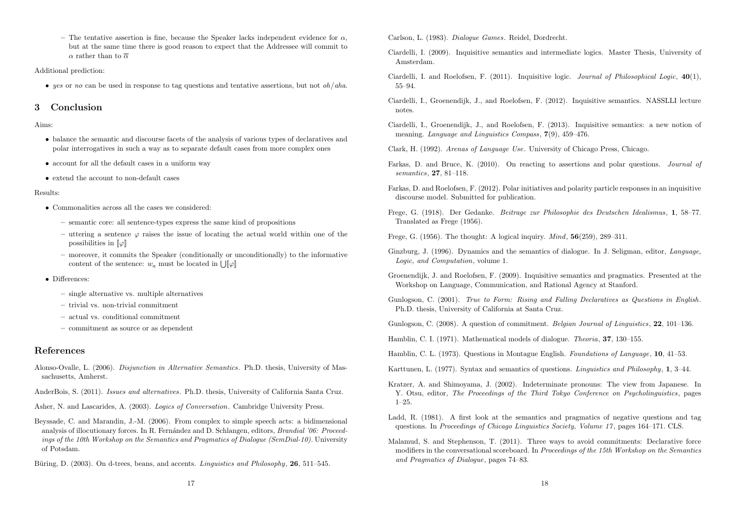- The tentative assertion is fine, because the Speaker lacks independent evidence for $\alpha$, but at the same time there is good reason to expect that the Addressee will commit to $\alpha$ rather than to $\overline{\alpha}$

Additional prediction:

- *yes* or *no* can be used in response to tag questions and tentative assertions, but not *oh*/*aha*.

## 3 Conclusion

Aims:

- balance the semantic and discourse facets of the analysis of various types of declaratives and polar interrogatives in such a way as to separate default cases from more complex ones
- account for all the default cases in a uniform way
- extend the account to non-default cases

Results:

- Commonalities across all the cases we considered:
  - semantic core: all sentence-types express the same kind of propositions
  - uttering a sentence $\varphi$ raises the issue of locating the actual world within one of the possibilities in $[\![\varphi]\!]$
  - moreover, it commits the Speaker (conditionally or unconditionally) to the informative content of the sentence: $w_a$ must be located in $\bigcup[\![\varphi]\!]$
- Differences:
  - single alternative vs. multiple alternatives
  - trivial vs. non-trivial commitment
  - actual vs. conditional commitment
  - commitment as source or as dependent

## References

Alonso-Ovalle, L. (2006). *Disjunction in Alternative Semantics*. Ph.D. thesis, University of Massachusetts, Amherst.

AnderBois, S. (2011). *Issues and alternatives*. Ph.D. thesis, University of California Santa Cruz.

Asher, N. and Lascarides, A. (2003). *Logics of Conversation*. Cambridge University Press.

Beyssade, C. and Marandin, J.-M. (2006). From complex to simple speech acts: a bidimensional analysis of illocutionary forces. In R. Fernández and D. Schlangen, editors, *Brandial '06: Proceedings of the 10th Workshop on the Semantics and Pragmatics of Dialogue (SemDial-10)*. University of Potsdam.

Büring, D. (2003). On d-trees, beans, and accents. *Linguistics and Philosophy*, **26**, 511–545.

Carlson, L. (1983). *Dialogue Games*. Reidel, Dordrecht.

Ciardelli, I. (2009). Inquisitive semantics and intermediate logics. Master Thesis, University of Amsterdam.

Ciardelli, I. and Roelofsen, F. (2011). Inquisitive logic. *Journal of Philosophical Logic*, **40**(1), 55–94.

Ciardelli, I., Groenendijk, J., and Roelofsen, F. (2012). Inquisitive semantics. NASSLLI lecture notes.

Ciardelli, I., Groenendijk, J., and Roelofsen, F. (2013). Inquisitive semantics: a new notion of meaning. *Language and Linguistics Compass*, **7**(9), 459–476.

Clark, H. (1992). *Arenas of Language Use*. University of Chicago Press, Chicago.

Farkas, D. and Bruce, K. (2010). On reacting to assertions and polar questions. *Journal of semantics*, **27**, 81–118.

Farkas, D. and Roelofsen, F. (2012). Polar initiatives and polarity particle responses in an inquisitive discourse model. Submitted for publication.

Frege, G. (1918). Der Gedanke. *Beitrage zur Philosophie des Deutschen Idealismus*, **1**, 58–77. Translated as Frege (1956).

Frege, G. (1956). The thought: A logical inquiry. *Mind*, **56**(259), 289–311.

Ginzburg, J. (1996). Dynamics and the semantics of dialogue. In J. Seligman, editor, *Language, Logic, and Computation*, volume 1.

Groenendijk, J. and Roelofsen, F. (2009). Inquisitive semantics and pragmatics. Presented at the Workshop on Language, Communication, and Rational Agency at Stanford.

Gunlogson, C. (2001). *True to Form: Rising and Falling Declaratives as Questions in English*. Ph.D. thesis, University of California at Santa Cruz.

Gunlogson, C. (2008). A question of commitment. *Belgian Journal of Linguistics*, **22**, 101–136.

Hamblin, C. I. (1971). Mathematical models of dialogue. *Theoria*, **37**, 130–155.

Hamblin, C. L. (1973). Questions in Montague English. *Foundations of Language*, **10**, 41–53.

Karttunen, L. (1977). Syntax and semantics of questions. *Linguistics and Philosophy*, **1**, 3–44.

Kratzer, A. and Shimoyama, J. (2002). Indeterminate pronouns: The view from Japanese. In Y. Otsu, editor, *The Proceedings of the Third Tokyo Conference on Psycholinguistics*, pages 1–25.

Ladd, R. (1981). A first look at the semantics and pragmatics of negative questions and tag questions. In *Proceedings of Chicago Linguistics Society, Volume 17*, pages 164–171. CLS.

Malamud, S. and Stephenson, T. (2011). Three ways to avoid commitments: Declarative force modifiers in the conversational scoreboard. In *Proceedings of the 15th Workshop on the Semantics and Pragmatics of Dialogue*, pages 74–83.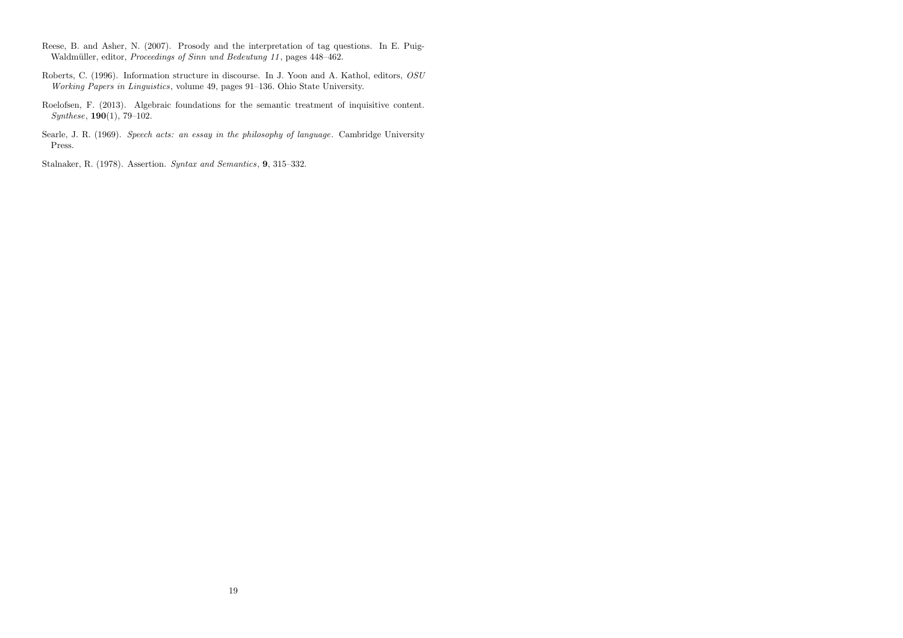Reese, B. and Asher, N. (2007). Prosody and the interpretation of tag questions. In E. Puig-Waldmüller, editor, *Proceedings of Sinn und Bedeutung 11*, pages 448–462.

Roberts, C. (1996). Information structure in discourse. In J. Yoon and A. Kathol, editors, *OSU Working Papers in Linguistics*, volume 49, pages 91–136. Ohio State University.

Roelofsen, F. (2013). Algebraic foundations for the semantic treatment of inquisitive content. *Synthese*, **190**(1), 79–102.

Searle, J. R. (1969). *Speech acts: an essay in the philosophy of language*. Cambridge University Press.

Stalnaker, R. (1978). Assertion. *Syntax and Semantics*, **9**, 315–332.